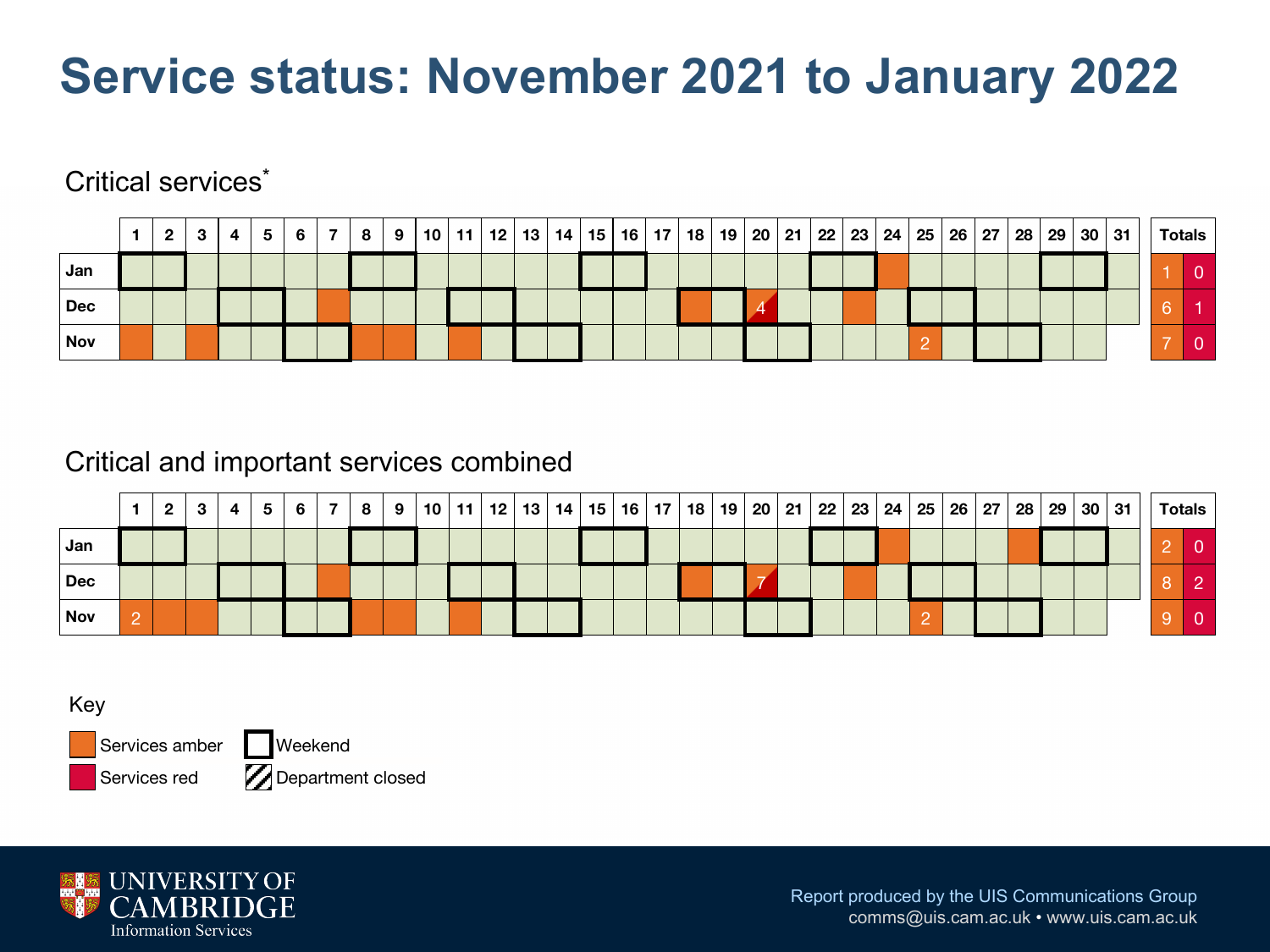# Service status: November 2021 to January 2022

## Critical services*

| | 1 | 2 | 3 | 4 | 5 | 6 | 7 | 8 | 9 | 10 | 11 | 12 | 13 | 14 | 15 | 16 | 17 | 18 | 19 | 20 | 21 | 22 | 23 | 24 | 25 | 26 | 27 | 28 | 29 | 30 | 31 | Totals (amber) | Totals (red) |
|---|---|---|---|---|---|---|---|---|---|---|---|---|---|---|---|---|---|---|---|---|---|---|---|---|---|---|---|---|---|---|---|---|---|
| **Jan** | | | | | | | | | | | | | | | | | | | | | | | | | | | | | | | | 1 | 0 |
| **Dec** | | | | | | | | | | | | | | | | | | | | 4 | | | | | | | | | | | | 6 | 1 |
| **Nov** | | | | | | | | | | | | | | | | | | | | | | | | | 2 | | | | | | | 7 | 0 |

## Critical and important services combined

| | 1 | 2 | 3 | 4 | 5 | 6 | 7 | 8 | 9 | 10 | 11 | 12 | 13 | 14 | 15 | 16 | 17 | 18 | 19 | 20 | 21 | 22 | 23 | 24 | 25 | 26 | 27 | 28 | 29 | 30 | 31 | Totals (amber) | Totals (red) |
|---|---|---|---|---|---|---|---|---|---|---|---|---|---|---|---|---|---|---|---|---|---|---|---|---|---|---|---|---|---|---|---|---|---|
| **Jan** | | | | | | | | | | | | | | | | | | | | | | | | | | | | | | | | 2 | 0 |
| **Dec** | | | | | | | | | | | | | | | | | | | | 7 | | | | | | | | | | | | 8 | 2 |
| **Nov** | 2 | | | | | | | | | | | | | | | | | | | | | | | | 2 | | | | | | | 9 | 0 |

Key

- Services amber
- Services red
- Weekend
- Department closed

Report produced by the UIS Communications Group
comms@uis.cam.ac.uk • www.uis.cam.ac.uk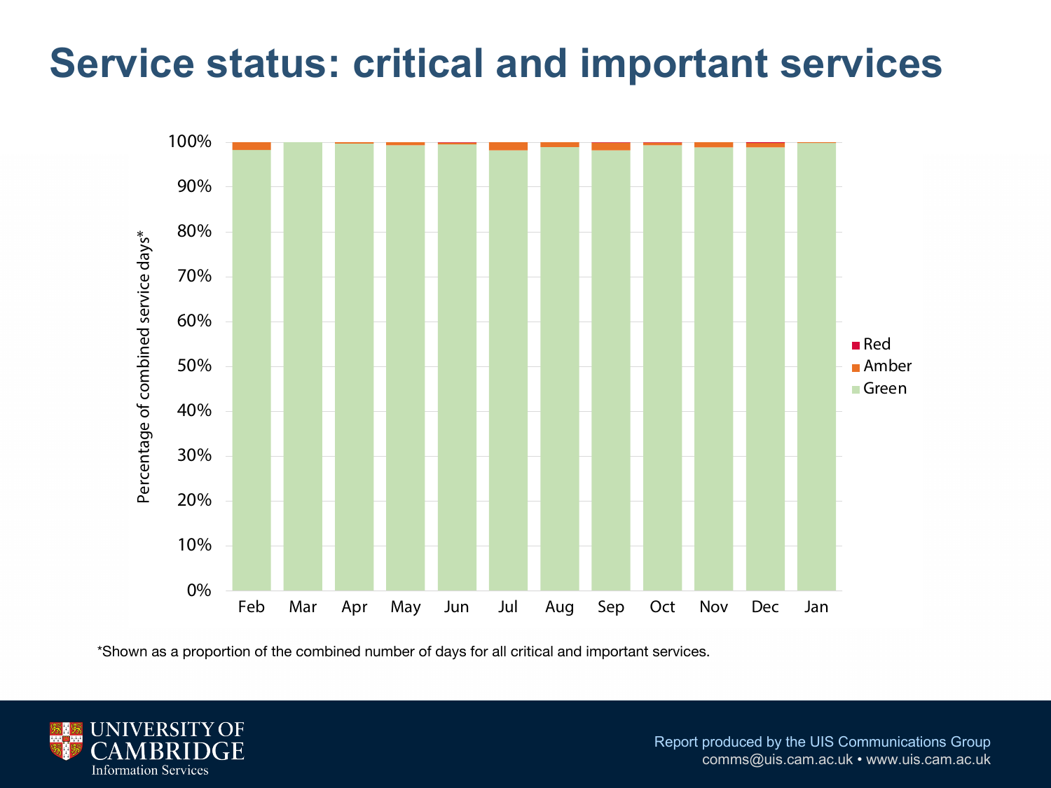# Service status: critical and important services

*Shown as a proportion of the combined number of days for all critical and important services.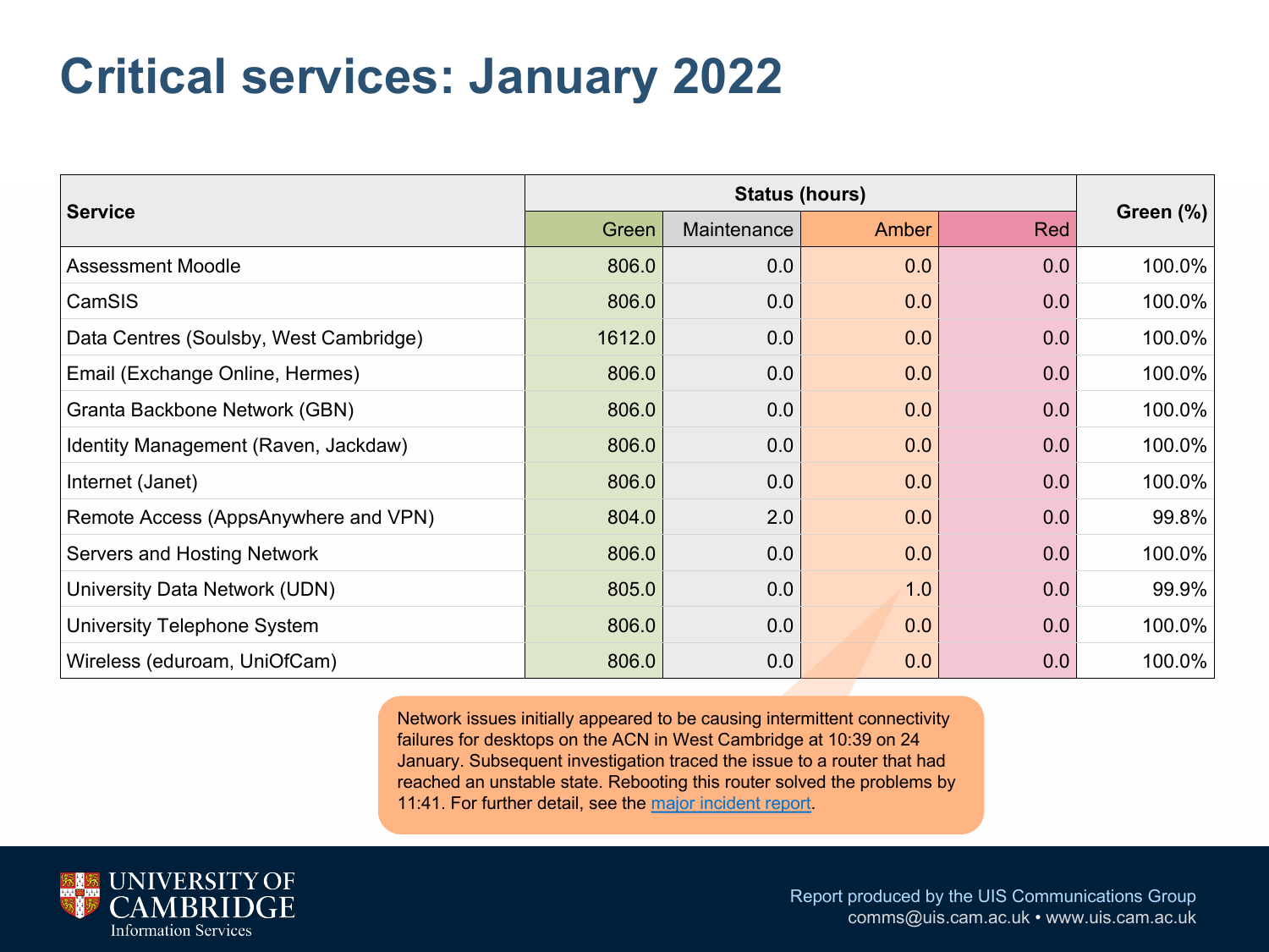# Critical services: January 2022

| Service | Status (hours) | | | | Green (%) |
|---|---|---|---|---|---|
| | Green | Maintenance | Amber | Red | |
| Assessment Moodle | 806.0 | 0.0 | 0.0 | 0.0 | 100.0% |
| CamSIS | 806.0 | 0.0 | 0.0 | 0.0 | 100.0% |
| Data Centres (Soulsby, West Cambridge) | 1612.0 | 0.0 | 0.0 | 0.0 | 100.0% |
| Email (Exchange Online, Hermes) | 806.0 | 0.0 | 0.0 | 0.0 | 100.0% |
| Granta Backbone Network (GBN) | 806.0 | 0.0 | 0.0 | 0.0 | 100.0% |
| Identity Management (Raven, Jackdaw) | 806.0 | 0.0 | 0.0 | 0.0 | 100.0% |
| Internet (Janet) | 806.0 | 0.0 | 0.0 | 0.0 | 100.0% |
| Remote Access (AppsAnywhere and VPN) | 804.0 | 2.0 | 0.0 | 0.0 | 99.8% |
| Servers and Hosting Network | 806.0 | 0.0 | 0.0 | 0.0 | 100.0% |
| University Data Network (UDN) | 805.0 | 0.0 | 1.0 | 0.0 | 99.9% |
| University Telephone System | 806.0 | 0.0 | 0.0 | 0.0 | 100.0% |
| Wireless (eduroam, UniOfCam) | 806.0 | 0.0 | 0.0 | 0.0 | 100.0% |

Network issues initially appeared to be causing intermittent connectivity failures for desktops on the ACN in West Cambridge at 10:39 on 24 January. Subsequent investigation traced the issue to a router that had reached an unstable state. Rebooting this router solved the problems by 11:41. For further detail, see the major incident report.

Report produced by the UIS Communications Group
comms@uis.cam.ac.uk • www.uis.cam.ac.uk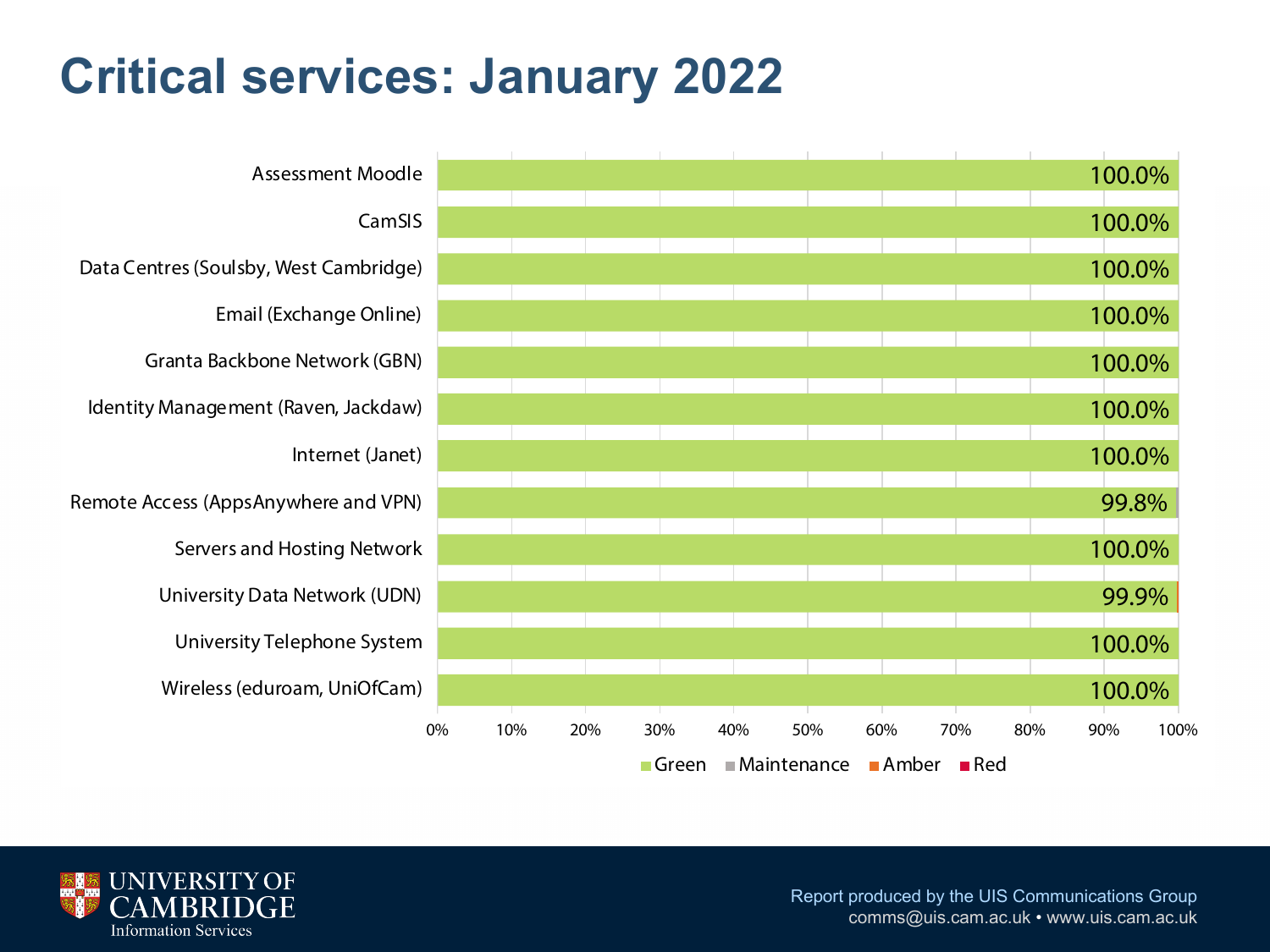# Critical services: January 2022

| Service | Availability |
|---|---|
| Assessment Moodle | 100.0% |
| CamSIS | 100.0% |
| Data Centres (Soulsby, West Cambridge) | 100.0% |
| Email (Exchange Online) | 100.0% |
| Granta Backbone Network (GBN) | 100.0% |
| Identity Management (Raven, Jackdaw) | 100.0% |
| Internet (Janet) | 100.0% |
| Remote Access (AppsAnywhere and VPN) | 99.8% |
| Servers and Hosting Network | 100.0% |
| University Data Network (UDN) | 99.9% |
| University Telephone System | 100.0% |
| Wireless (eduroam, UniOfCam) | 100.0% |

Legend: Green, Maintenance, Amber, Red

Report produced by the UIS Communications Group
comms@uis.cam.ac.uk • www.uis.cam.ac.uk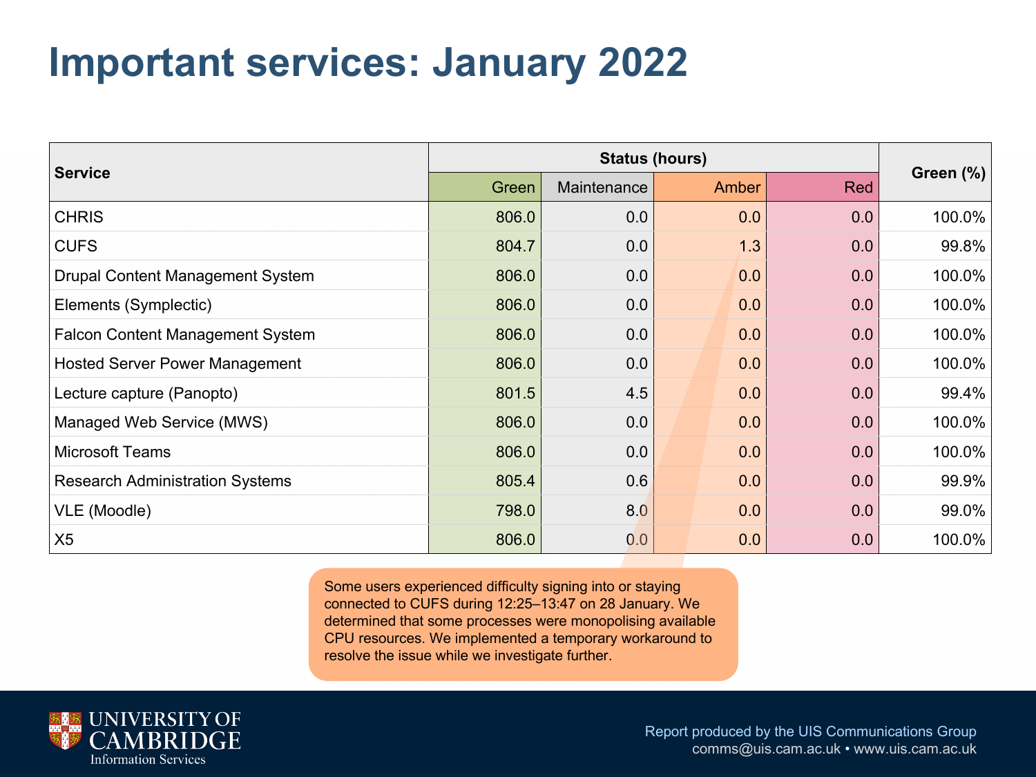# Important services: January 2022

| Service | Status (hours) | | | | Green (%) |
|---|---|---|---|---|---|
| | Green | Maintenance | Amber | Red | |
| CHRIS | 806.0 | 0.0 | 0.0 | 0.0 | 100.0% |
| CUFS | 804.7 | 0.0 | 1.3 | 0.0 | 99.8% |
| Drupal Content Management System | 806.0 | 0.0 | 0.0 | 0.0 | 100.0% |
| Elements (Symplectic) | 806.0 | 0.0 | 0.0 | 0.0 | 100.0% |
| Falcon Content Management System | 806.0 | 0.0 | 0.0 | 0.0 | 100.0% |
| Hosted Server Power Management | 806.0 | 0.0 | 0.0 | 0.0 | 100.0% |
| Lecture capture (Panopto) | 801.5 | 4.5 | 0.0 | 0.0 | 99.4% |
| Managed Web Service (MWS) | 806.0 | 0.0 | 0.0 | 0.0 | 100.0% |
| Microsoft Teams | 806.0 | 0.0 | 0.0 | 0.0 | 100.0% |
| Research Administration Systems | 805.4 | 0.6 | 0.0 | 0.0 | 99.9% |
| VLE (Moodle) | 798.0 | 8.0 | 0.0 | 0.0 | 99.0% |
| X5 | 806.0 | 0.0 | 0.0 | 0.0 | 100.0% |

Some users experienced difficulty signing into or staying connected to CUFS during 12:25–13:47 on 28 January. We determined that some processes were monopolising available CPU resources. We implemented a temporary workaround to resolve the issue while we investigate further.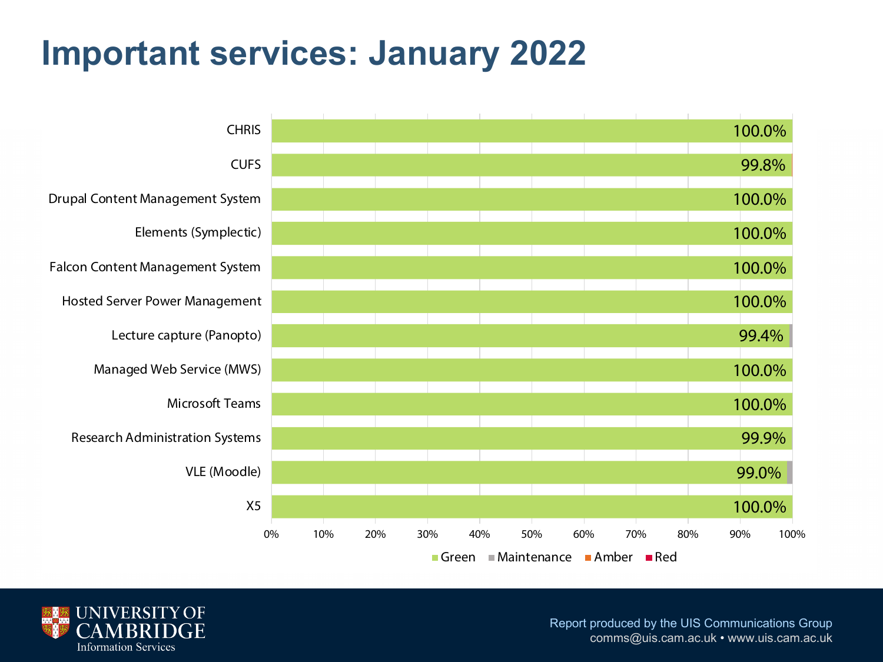# Important services: January 2022

CHRIS 100.0%
CUFS 99.8%
Drupal Content Management System 100.0%
Elements (Symplectic) 100.0%
Falcon Content Management System 100.0%
Hosted Server Power Management 100.0%
Lecture capture (Panopto) 99.4%
Managed Web Service (MWS) 100.0%
Microsoft Teams 100.0%
Research Administration Systems 99.9%
VLE (Moodle) 99.0%
X5 100.0%

0% 10% 20% 30% 40% 50% 60% 70% 80% 90% 100%

Green Maintenance Amber Red

UNIVERSITY OF CAMBRIDGE
Information Services

Report produced by the UIS Communications Group
comms@uis.cam.ac.uk • www.uis.cam.ac.uk